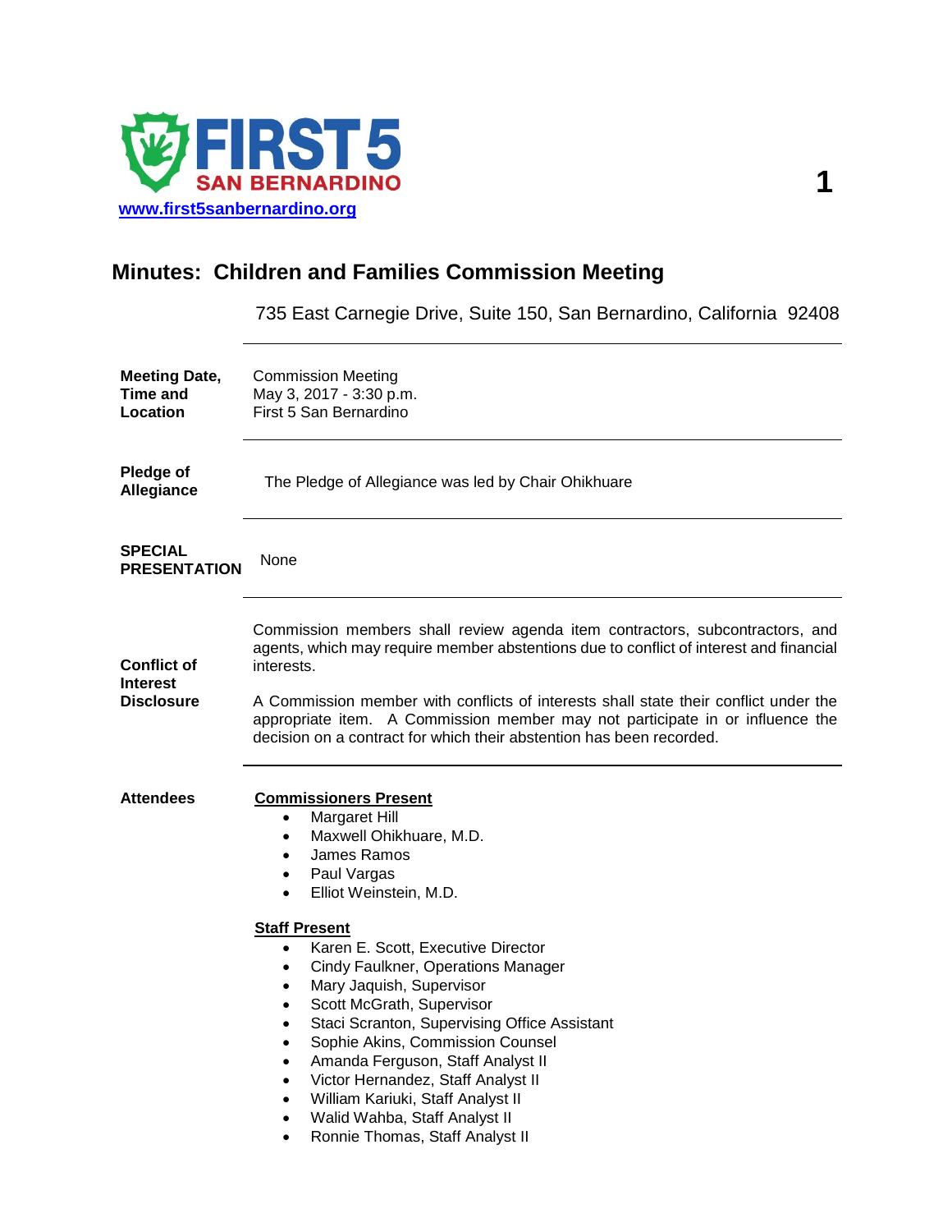FIRST 5 SAN BERNARDINO

www.first5sanbernardino.org

# Minutes: Children and Families Commission Meeting

735 East Carnegie Drive, Suite 150, San Bernardino, California 92408

**Meeting Date, Time and Location**

Commission Meeting
May 3, 2017 - 3:30 p.m.
First 5 San Bernardino

**Pledge of Allegiance**

The Pledge of Allegiance was led by Chair Ohikhuare

**SPECIAL PRESENTATION**

None

**Conflict of Interest Disclosure**

Commission members shall review agenda item contractors, subcontractors, and agents, which may require member abstentions due to conflict of interest and financial interests.

A Commission member with conflicts of interests shall state their conflict under the appropriate item. A Commission member may not participate in or influence the decision on a contract for which their abstention has been recorded.

**Attendees**

**Commissioners Present**

- Margaret Hill
- Maxwell Ohikhuare, M.D.
- James Ramos
- Paul Vargas
- Elliot Weinstein, M.D.

**Staff Present**

- Karen E. Scott, Executive Director
- Cindy Faulkner, Operations Manager
- Mary Jaquish, Supervisor
- Scott McGrath, Supervisor
- Staci Scranton, Supervising Office Assistant
- Sophie Akins, Commission Counsel
- Amanda Ferguson, Staff Analyst II
- Victor Hernandez, Staff Analyst II
- William Kariuki, Staff Analyst II
- Walid Wahba, Staff Analyst II
- Ronnie Thomas, Staff Analyst II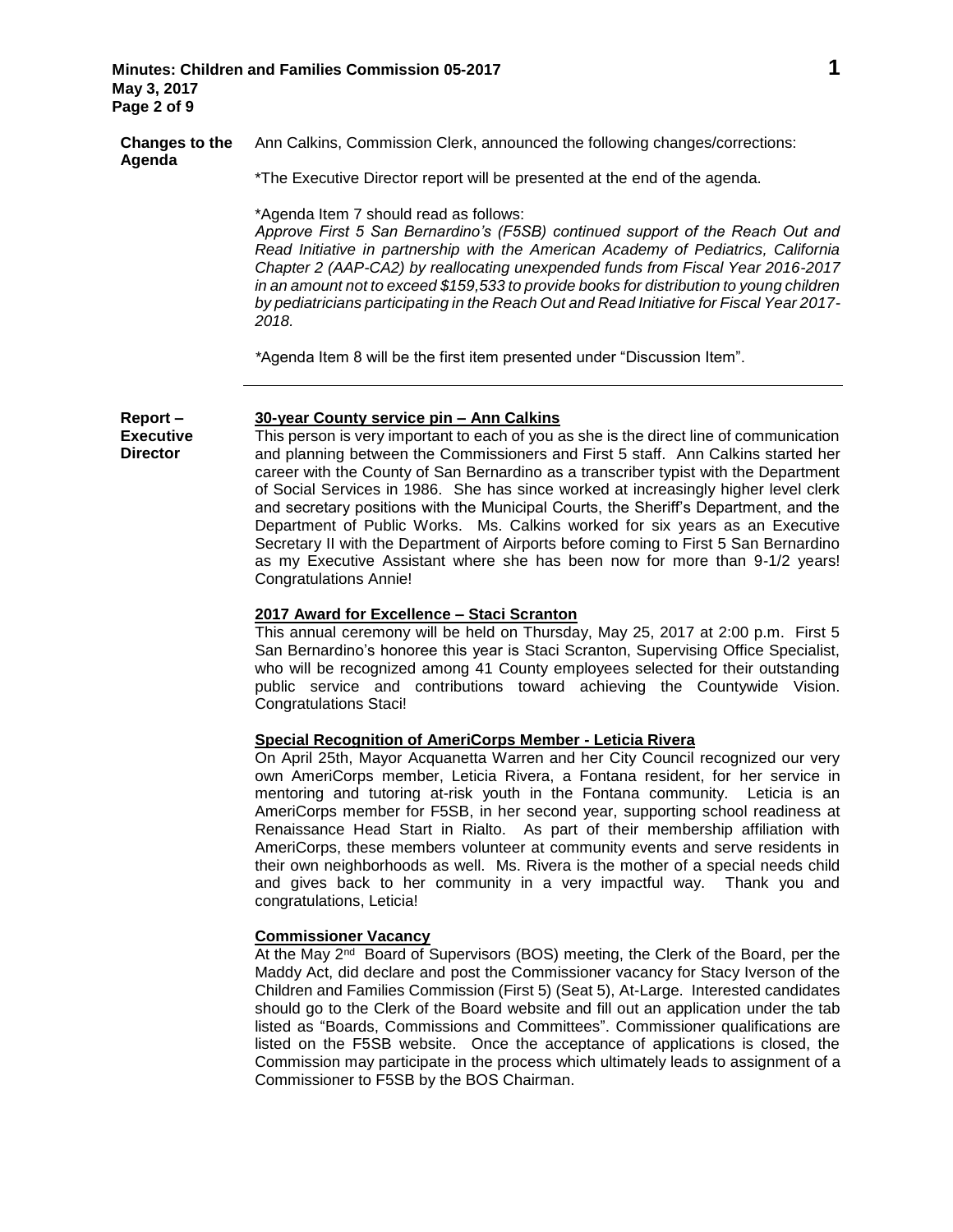**Changes to the Agenda**

Ann Calkins, Commission Clerk, announced the following changes/corrections:

*The Executive Director report will be presented at the end of the agenda.

*Agenda Item 7 should read as follows:
*Approve First 5 San Bernardino's (F5SB) continued support of the Reach Out and Read Initiative in partnership with the American Academy of Pediatrics, California Chapter 2 (AAP-CA2) by reallocating unexpended funds from Fiscal Year 2016-2017 in an amount not to exceed $159,533 to provide books for distribution to young children by pediatricians participating in the Reach Out and Read Initiative for Fiscal Year 2017-2018.*

*Agenda Item 8 will be the first item presented under "Discussion Item".

---

**Report – Executive Director**

**<u>30-year County service pin – Ann Calkins</u>**

This person is very important to each of you as she is the direct line of communication and planning between the Commissioners and First 5 staff. Ann Calkins started her career with the County of San Bernardino as a transcriber typist with the Department of Social Services in 1986. She has since worked at increasingly higher level clerk and secretary positions with the Municipal Courts, the Sheriff's Department, and the Department of Public Works. Ms. Calkins worked for six years as an Executive Secretary II with the Department of Airports before coming to First 5 San Bernardino as my Executive Assistant where she has been now for more than 9-1/2 years! Congratulations Annie!

**<u>2017 Award for Excellence – Staci Scranton</u>**

This annual ceremony will be held on Thursday, May 25, 2017 at 2:00 p.m. First 5 San Bernardino's honoree this year is Staci Scranton, Supervising Office Specialist, who will be recognized among 41 County employees selected for their outstanding public service and contributions toward achieving the Countywide Vision. Congratulations Staci!

**<u>Special Recognition of AmeriCorps Member - Leticia Rivera</u>**

On April 25th, Mayor Acquanetta Warren and her City Council recognized our very own AmeriCorps member, Leticia Rivera, a Fontana resident, for her service in mentoring and tutoring at-risk youth in the Fontana community. Leticia is an AmeriCorps member for F5SB, in her second year, supporting school readiness at Renaissance Head Start in Rialto. As part of their membership affiliation with AmeriCorps, these members volunteer at community events and serve residents in their own neighborhoods as well. Ms. Rivera is the mother of a special needs child and gives back to her community in a very impactful way. Thank you and congratulations, Leticia!

**<u>Commissioner Vacancy</u>**

At the May 2nd Board of Supervisors (BOS) meeting, the Clerk of the Board, per the Maddy Act, did declare and post the Commissioner vacancy for Stacy Iverson of the Children and Families Commission (First 5) (Seat 5), At-Large. Interested candidates should go to the Clerk of the Board website and fill out an application under the tab listed as "Boards, Commissions and Committees". Commissioner qualifications are listed on the F5SB website. Once the acceptance of applications is closed, the Commission may participate in the process which ultimately leads to assignment of a Commissioner to F5SB by the BOS Chairman.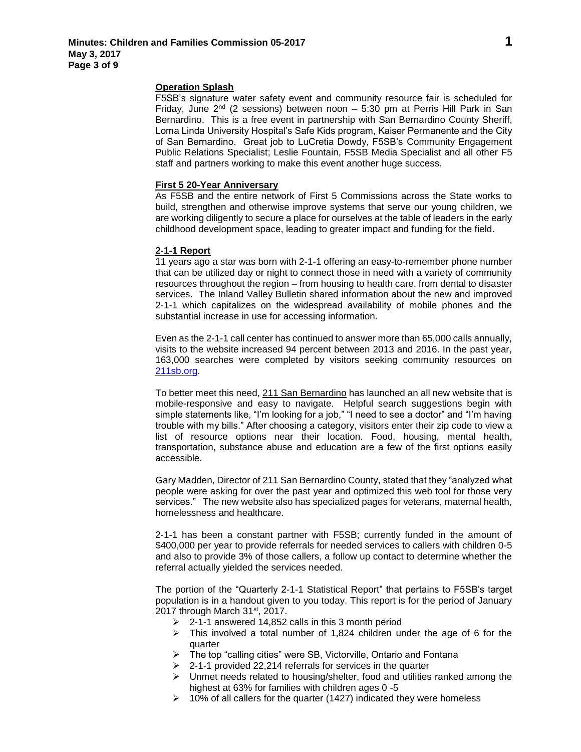**Operation Splash**

F5SB's signature water safety event and community resource fair is scheduled for Friday, June 2nd (2 sessions) between noon – 5:30 pm at Perris Hill Park in San Bernardino. This is a free event in partnership with San Bernardino County Sheriff, Loma Linda University Hospital's Safe Kids program, Kaiser Permanente and the City of San Bernardino. Great job to LuCretia Dowdy, F5SB's Community Engagement Public Relations Specialist; Leslie Fountain, F5SB Media Specialist and all other F5 staff and partners working to make this event another huge success.

**First 5 20-Year Anniversary**

As F5SB and the entire network of First 5 Commissions across the State works to build, strengthen and otherwise improve systems that serve our young children, we are working diligently to secure a place for ourselves at the table of leaders in the early childhood development space, leading to greater impact and funding for the field.

**2-1-1 Report**

11 years ago a star was born with 2-1-1 offering an easy-to-remember phone number that can be utilized day or night to connect those in need with a variety of community resources throughout the region – from housing to health care, from dental to disaster services. The Inland Valley Bulletin shared information about the new and improved 2-1-1 which capitalizes on the widespread availability of mobile phones and the substantial increase in use for accessing information.

Even as the 2-1-1 call center has continued to answer more than 65,000 calls annually, visits to the website increased 94 percent between 2013 and 2016. In the past year, 163,000 searches were completed by visitors seeking community resources on 211sb.org.

To better meet this need, 211 San Bernardino has launched an all new website that is mobile-responsive and easy to navigate. Helpful search suggestions begin with simple statements like, "I'm looking for a job," "I need to see a doctor" and "I'm having trouble with my bills." After choosing a category, visitors enter their zip code to view a list of resource options near their location. Food, housing, mental health, transportation, substance abuse and education are a few of the first options easily accessible.

Gary Madden, Director of 211 San Bernardino County, stated that they "analyzed what people were asking for over the past year and optimized this web tool for those very services." The new website also has specialized pages for veterans, maternal health, homelessness and healthcare.

2-1-1 has been a constant partner with F5SB; currently funded in the amount of $400,000 per year to provide referrals for needed services to callers with children 0-5 and also to provide 3% of those callers, a follow up contact to determine whether the referral actually yielded the services needed.

The portion of the "Quarterly 2-1-1 Statistical Report" that pertains to F5SB's target population is in a handout given to you today. This report is for the period of January 2017 through March 31st, 2017.

- 2-1-1 answered 14,852 calls in this 3 month period
- This involved a total number of 1,824 children under the age of 6 for the quarter
- The top "calling cities" were SB, Victorville, Ontario and Fontana
- 2-1-1 provided 22,214 referrals for services in the quarter
- Unmet needs related to housing/shelter, food and utilities ranked among the highest at 63% for families with children ages 0 -5
- 10% of all callers for the quarter (1427) indicated they were homeless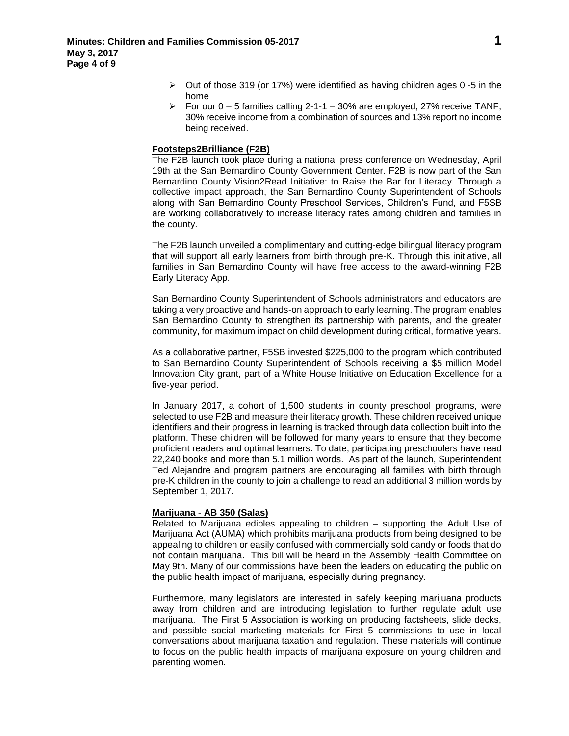- Out of those 319 (or 17%) were identified as having children ages 0 -5 in the home
- For our 0 – 5 families calling 2-1-1 – 30% are employed, 27% receive TANF, 30% receive income from a combination of sources and 13% report no income being received.

**Footsteps2Brilliance (F2B)**

The F2B launch took place during a national press conference on Wednesday, April 19th at the San Bernardino County Government Center. F2B is now part of the San Bernardino County Vision2Read Initiative: to Raise the Bar for Literacy. Through a collective impact approach, the San Bernardino County Superintendent of Schools along with San Bernardino County Preschool Services, Children's Fund, and F5SB are working collaboratively to increase literacy rates among children and families in the county.

The F2B launch unveiled a complimentary and cutting-edge bilingual literacy program that will support all early learners from birth through pre-K. Through this initiative, all families in San Bernardino County will have free access to the award-winning F2B Early Literacy App.

San Bernardino County Superintendent of Schools administrators and educators are taking a very proactive and hands-on approach to early learning. The program enables San Bernardino County to strengthen its partnership with parents, and the greater community, for maximum impact on child development during critical, formative years.

As a collaborative partner, F5SB invested $225,000 to the program which contributed to San Bernardino County Superintendent of Schools receiving a $5 million Model Innovation City grant, part of a White House Initiative on Education Excellence for a five-year period.

In January 2017, a cohort of 1,500 students in county preschool programs, were selected to use F2B and measure their literacy growth. These children received unique identifiers and their progress in learning is tracked through data collection built into the platform. These children will be followed for many years to ensure that they become proficient readers and optimal learners. To date, participating preschoolers have read 22,240 books and more than 5.1 million words. As part of the launch, Superintendent Ted Alejandre and program partners are encouraging all families with birth through pre-K children in the county to join a challenge to read an additional 3 million words by September 1, 2017.

**Marijuana - AB 350 (Salas)**

Related to Marijuana edibles appealing to children – supporting the Adult Use of Marijuana Act (AUMA) which prohibits marijuana products from being designed to be appealing to children or easily confused with commercially sold candy or foods that do not contain marijuana. This bill will be heard in the Assembly Health Committee on May 9th. Many of our commissions have been the leaders on educating the public on the public health impact of marijuana, especially during pregnancy.

Furthermore, many legislators are interested in safely keeping marijuana products away from children and are introducing legislation to further regulate adult use marijuana. The First 5 Association is working on producing factsheets, slide decks, and possible social marketing materials for First 5 commissions to use in local conversations about marijuana taxation and regulation. These materials will continue to focus on the public health impacts of marijuana exposure on young children and parenting women.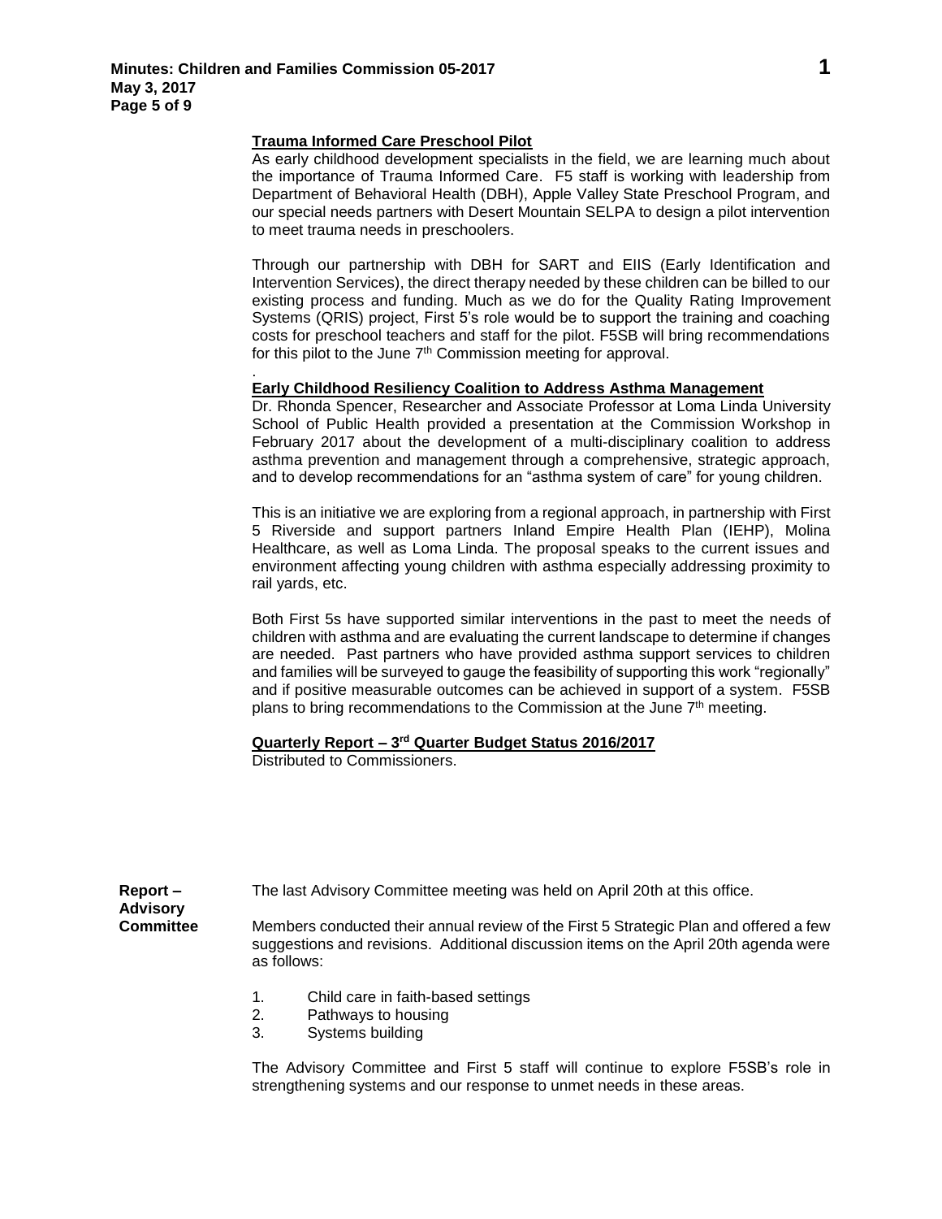### Trauma Informed Care Preschool Pilot

As early childhood development specialists in the field, we are learning much about the importance of Trauma Informed Care. F5 staff is working with leadership from Department of Behavioral Health (DBH), Apple Valley State Preschool Program, and our special needs partners with Desert Mountain SELPA to design a pilot intervention to meet trauma needs in preschoolers.

Through our partnership with DBH for SART and EIIS (Early Identification and Intervention Services), the direct therapy needed by these children can be billed to our existing process and funding. Much as we do for the Quality Rating Improvement Systems (QRIS) project, First 5's role would be to support the training and coaching costs for preschool teachers and staff for the pilot. F5SB will bring recommendations for this pilot to the June 7th Commission meeting for approval.

.

### Early Childhood Resiliency Coalition to Address Asthma Management

Dr. Rhonda Spencer, Researcher and Associate Professor at Loma Linda University School of Public Health provided a presentation at the Commission Workshop in February 2017 about the development of a multi-disciplinary coalition to address asthma prevention and management through a comprehensive, strategic approach, and to develop recommendations for an "asthma system of care" for young children.

This is an initiative we are exploring from a regional approach, in partnership with First 5 Riverside and support partners Inland Empire Health Plan (IEHP), Molina Healthcare, as well as Loma Linda. The proposal speaks to the current issues and environment affecting young children with asthma especially addressing proximity to rail yards, etc.

Both First 5s have supported similar interventions in the past to meet the needs of children with asthma and are evaluating the current landscape to determine if changes are needed. Past partners who have provided asthma support services to children and families will be surveyed to gauge the feasibility of supporting this work "regionally" and if positive measurable outcomes can be achieved in support of a system. F5SB plans to bring recommendations to the Commission at the June 7th meeting.

### Quarterly Report – 3rd Quarter Budget Status 2016/2017

Distributed to Commissioners.

**Report – Advisory Committee**

The last Advisory Committee meeting was held on April 20th at this office.

Members conducted their annual review of the First 5 Strategic Plan and offered a few suggestions and revisions. Additional discussion items on the April 20th agenda were as follows:

1. Child care in faith-based settings
2. Pathways to housing
3. Systems building

The Advisory Committee and First 5 staff will continue to explore F5SB's role in strengthening systems and our response to unmet needs in these areas.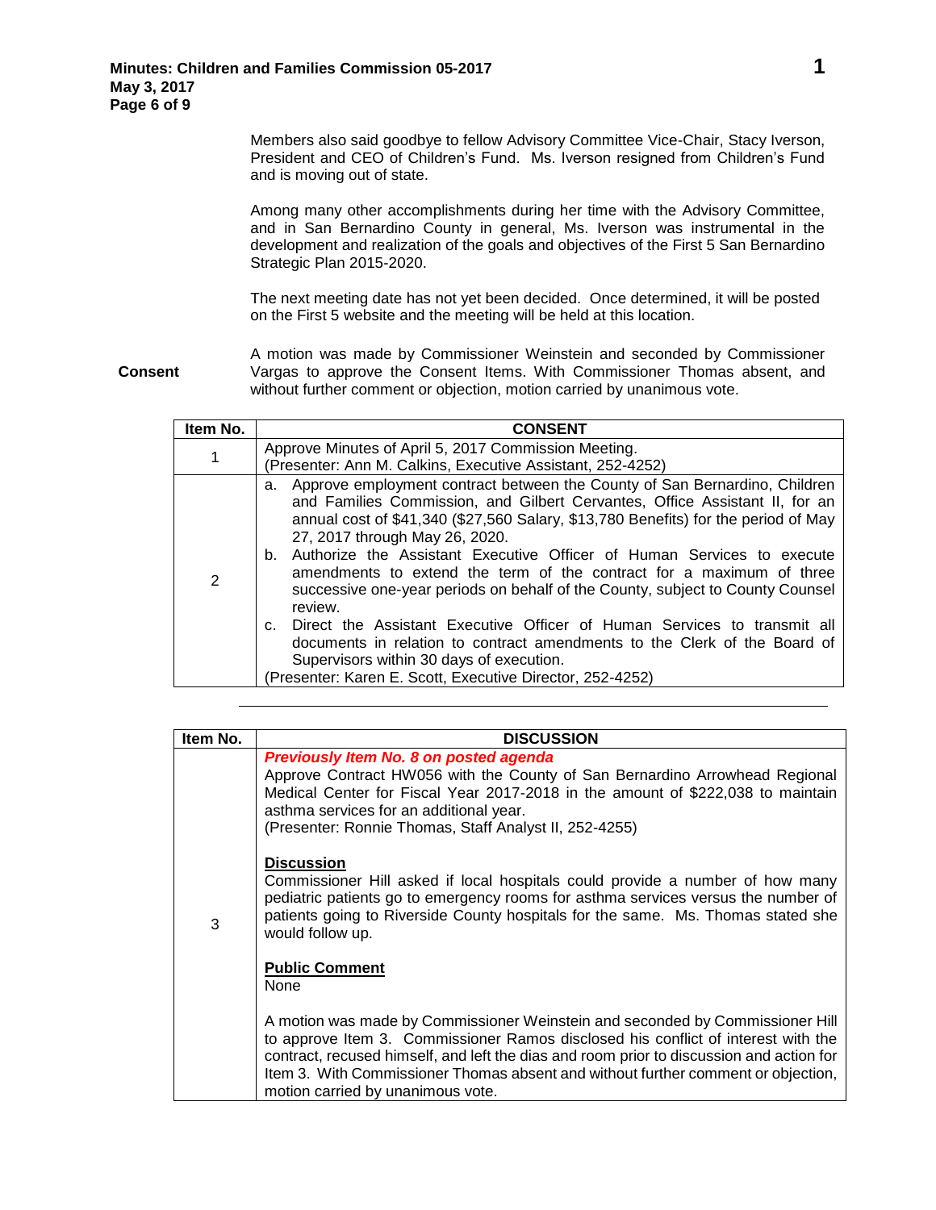Members also said goodbye to fellow Advisory Committee Vice-Chair, Stacy Iverson, President and CEO of Children's Fund. Ms. Iverson resigned from Children's Fund and is moving out of state.

Among many other accomplishments during her time with the Advisory Committee, and in San Bernardino County in general, Ms. Iverson was instrumental in the development and realization of the goals and objectives of the First 5 San Bernardino Strategic Plan 2015-2020.

The next meeting date has not yet been decided. Once determined, it will be posted on the First 5 website and the meeting will be held at this location.

**Consent**

A motion was made by Commissioner Weinstein and seconded by Commissioner Vargas to approve the Consent Items. With Commissioner Thomas absent, and without further comment or objection, motion carried by unanimous vote.

| Item No. | CONSENT |
|---|---|
| 1 | Approve Minutes of April 5, 2017 Commission Meeting.<br>(Presenter: Ann M. Calkins, Executive Assistant, 252-4252) |
| 2 | a. Approve employment contract between the County of San Bernardino, Children and Families Commission, and Gilbert Cervantes, Office Assistant II, for an annual cost of $41,340 ($27,560 Salary, $13,780 Benefits) for the period of May 27, 2017 through May 26, 2020.<br>b. Authorize the Assistant Executive Officer of Human Services to execute amendments to extend the term of the contract for a maximum of three successive one-year periods on behalf of the County, subject to County Counsel review.<br>c. Direct the Assistant Executive Officer of Human Services to transmit all documents in relation to contract amendments to the Clerk of the Board of Supervisors within 30 days of execution.<br>(Presenter: Karen E. Scott, Executive Director, 252-4252) |

---

| Item No. | DISCUSSION |
|---|---|
| 3 | ***Previously Item No. 8 on posted agenda***<br>Approve Contract HW056 with the County of San Bernardino Arrowhead Regional Medical Center for Fiscal Year 2017-2018 in the amount of $222,038 to maintain asthma services for an additional year.<br>(Presenter: Ronnie Thomas, Staff Analyst II, 252-4255)<br><br>**Discussion**<br>Commissioner Hill asked if local hospitals could provide a number of how many pediatric patients go to emergency rooms for asthma services versus the number of patients going to Riverside County hospitals for the same. Ms. Thomas stated she would follow up.<br><br>**Public Comment**<br>None<br><br>A motion was made by Commissioner Weinstein and seconded by Commissioner Hill to approve Item 3. Commissioner Ramos disclosed his conflict of interest with the contract, recused himself, and left the dias and room prior to discussion and action for Item 3. With Commissioner Thomas absent and without further comment or objection, motion carried by unanimous vote. |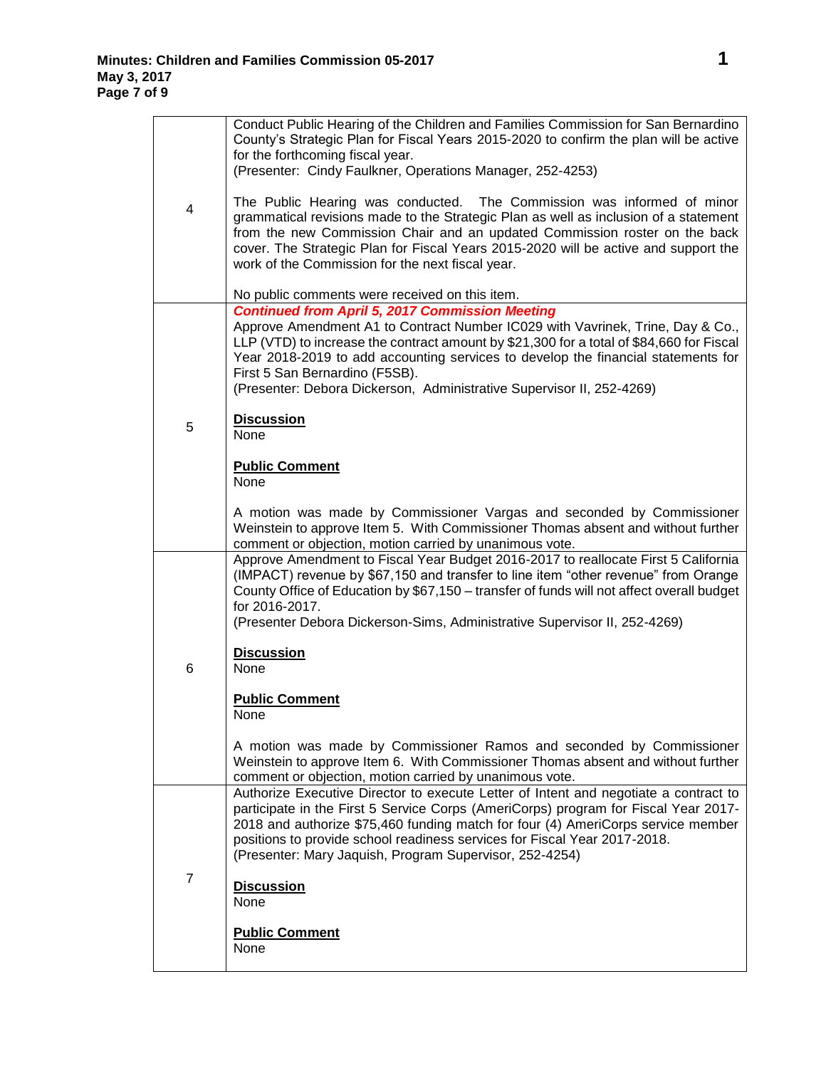| | |
|---|---|
| 4 | Conduct Public Hearing of the Children and Families Commission for San Bernardino County's Strategic Plan for Fiscal Years 2015-2020 to confirm the plan will be active for the forthcoming fiscal year.<br>(Presenter: Cindy Faulkner, Operations Manager, 252-4253)<br><br>The Public Hearing was conducted. The Commission was informed of minor grammatical revisions made to the Strategic Plan as well as inclusion of a statement from the new Commission Chair and an updated Commission roster on the back cover. The Strategic Plan for Fiscal Years 2015-2020 will be active and support the work of the Commission for the next fiscal year.<br><br>No public comments were received on this item. |
| 5 | ***Continued from April 5, 2017 Commission Meeting***<br>Approve Amendment A1 to Contract Number IC029 with Vavrinek, Trine, Day & Co., LLP (VTD) to increase the contract amount by $21,300 for a total of $84,660 for Fiscal Year 2018-2019 to add accounting services to develop the financial statements for First 5 San Bernardino (F5SB).<br>(Presenter: Debora Dickerson, Administrative Supervisor II, 252-4269)<br><br>**Discussion**<br>None<br><br>**Public Comment**<br>None<br><br>A motion was made by Commissioner Vargas and seconded by Commissioner Weinstein to approve Item 5. With Commissioner Thomas absent and without further comment or objection, motion carried by unanimous vote. |
| 6 | Approve Amendment to Fiscal Year Budget 2016-2017 to reallocate First 5 California (IMPACT) revenue by $67,150 and transfer to line item "other revenue" from Orange County Office of Education by $67,150 – transfer of funds will not affect overall budget for 2016-2017.<br>(Presenter Debora Dickerson-Sims, Administrative Supervisor II, 252-4269)<br><br>**Discussion**<br>None<br><br>**Public Comment**<br>None<br><br>A motion was made by Commissioner Ramos and seconded by Commissioner Weinstein to approve Item 6. With Commissioner Thomas absent and without further comment or objection, motion carried by unanimous vote. |
| 7 | Authorize Executive Director to execute Letter of Intent and negotiate a contract to participate in the First 5 Service Corps (AmeriCorps) program for Fiscal Year 2017-2018 and authorize $75,460 funding match for four (4) AmeriCorps service member positions to provide school readiness services for Fiscal Year 2017-2018.<br>(Presenter: Mary Jaquish, Program Supervisor, 252-4254)<br><br>**Discussion**<br>None<br><br>**Public Comment**<br>None |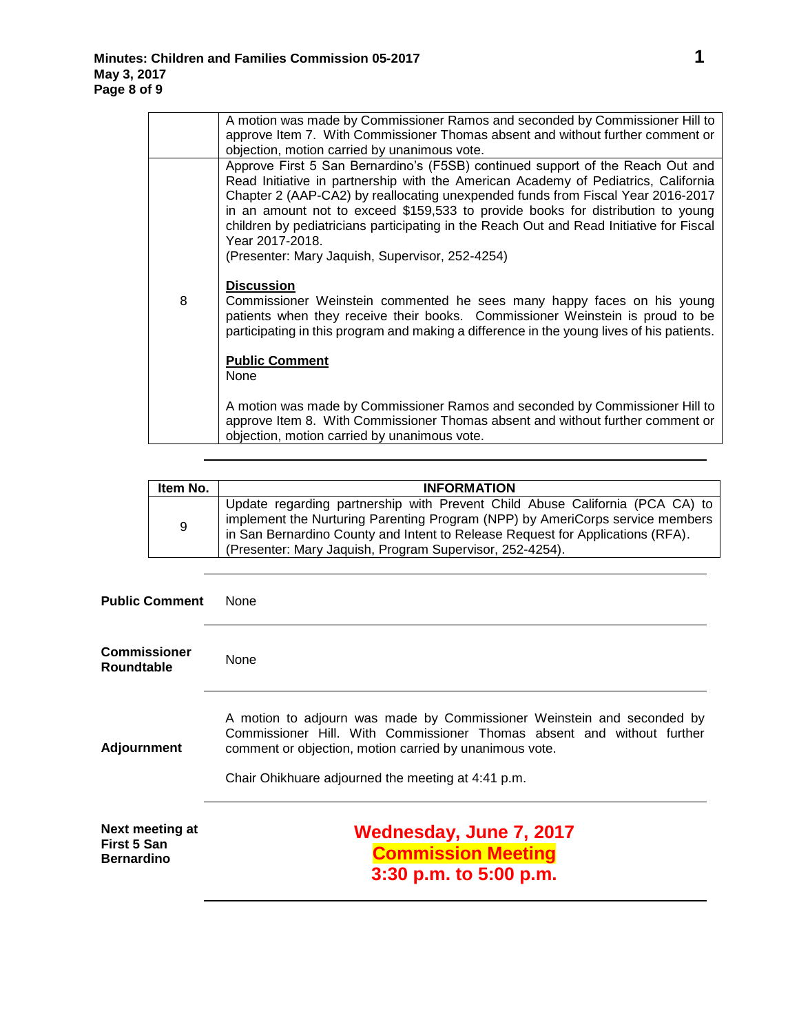| | |
|---|---|
| | A motion was made by Commissioner Ramos and seconded by Commissioner Hill to approve Item 7. With Commissioner Thomas absent and without further comment or objection, motion carried by unanimous vote. |
| 8 | Approve First 5 San Bernardino's (F5SB) continued support of the Reach Out and Read Initiative in partnership with the American Academy of Pediatrics, California Chapter 2 (AAP-CA2) by reallocating unexpended funds from Fiscal Year 2016-2017 in an amount not to exceed $159,533 to provide books for distribution to young children by pediatricians participating in the Reach Out and Read Initiative for Fiscal Year 2017-2018.<br>(Presenter: Mary Jaquish, Supervisor, 252-4254)<br><br>**Discussion**<br>Commissioner Weinstein commented he sees many happy faces on his young patients when they receive their books. Commissioner Weinstein is proud to be participating in this program and making a difference in the young lives of his patients.<br><br>**Public Comment**<br>None<br><br>A motion was made by Commissioner Ramos and seconded by Commissioner Hill to approve Item 8. With Commissioner Thomas absent and without further comment or objection, motion carried by unanimous vote. |

| Item No. | INFORMATION |
|---|---|
| 9 | Update regarding partnership with Prevent Child Abuse California (PCA CA) to implement the Nurturing Parenting Program (NPP) by AmeriCorps service members in San Bernardino County and Intent to Release Request for Applications (RFA).<br>(Presenter: Mary Jaquish, Program Supervisor, 252-4254). |

**Public Comment**

None

**Commissioner Roundtable**

None

**Adjournment**

A motion to adjourn was made by Commissioner Weinstein and seconded by Commissioner Hill. With Commissioner Thomas absent and without further comment or objection, motion carried by unanimous vote.

Chair Ohikhuare adjourned the meeting at 4:41 p.m.

**Next meeting at First 5 San Bernardino**

**Wednesday, June 7, 2017**
**Commission Meeting**
**3:30 p.m. to 5:00 p.m.**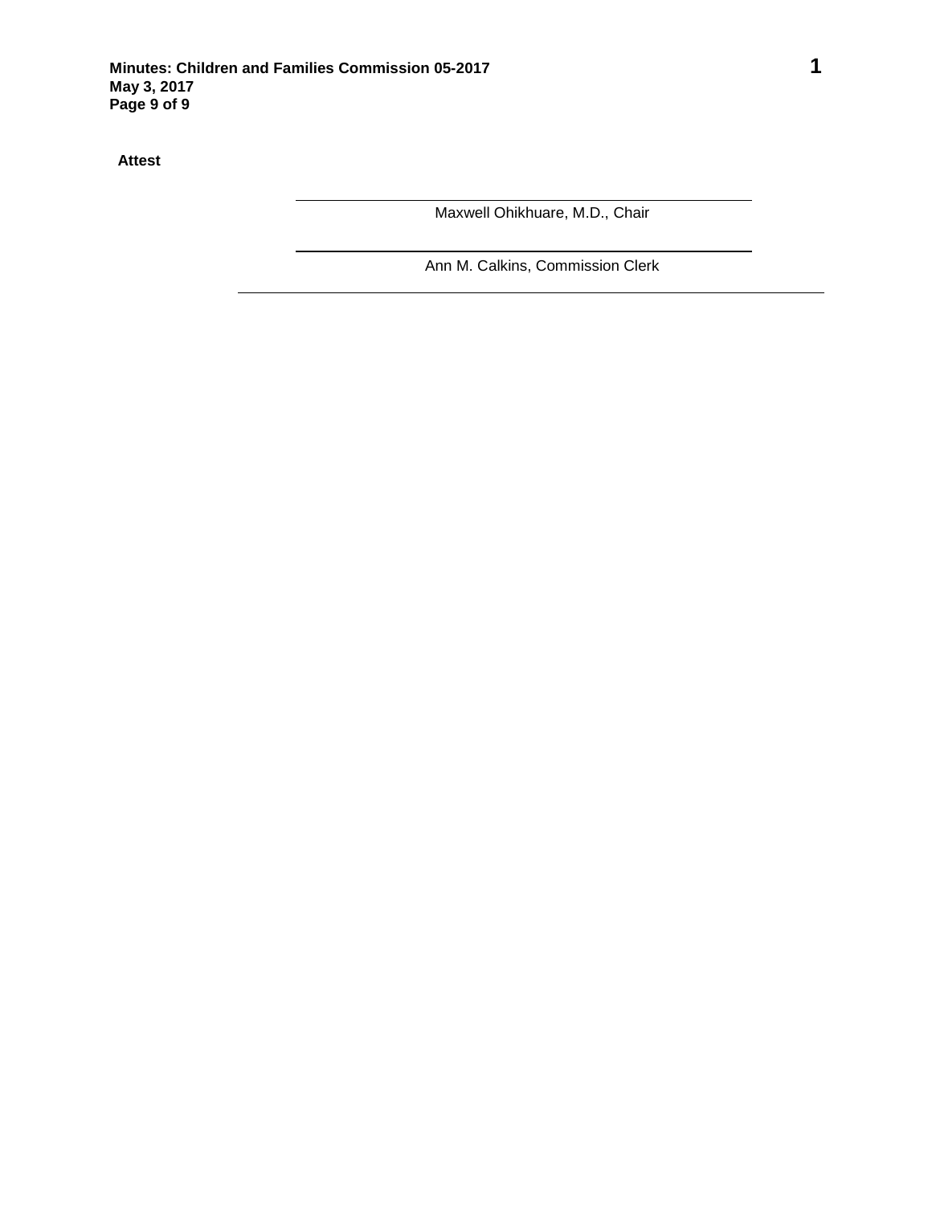**Attest**

\_\_\_\_\_\_\_\_\_\_\_\_\_\_\_\_\_\_\_\_\_\_\_\_\_\_\_\_\_\_\_\_\_\_\_\_\_\_\_\_

Maxwell Ohikhuare, M.D., Chair

\_\_\_\_\_\_\_\_\_\_\_\_\_\_\_\_\_\_\_\_\_\_\_\_\_\_\_\_\_\_\_\_\_\_\_\_\_\_\_\_

Ann M. Calkins, Commission Clerk